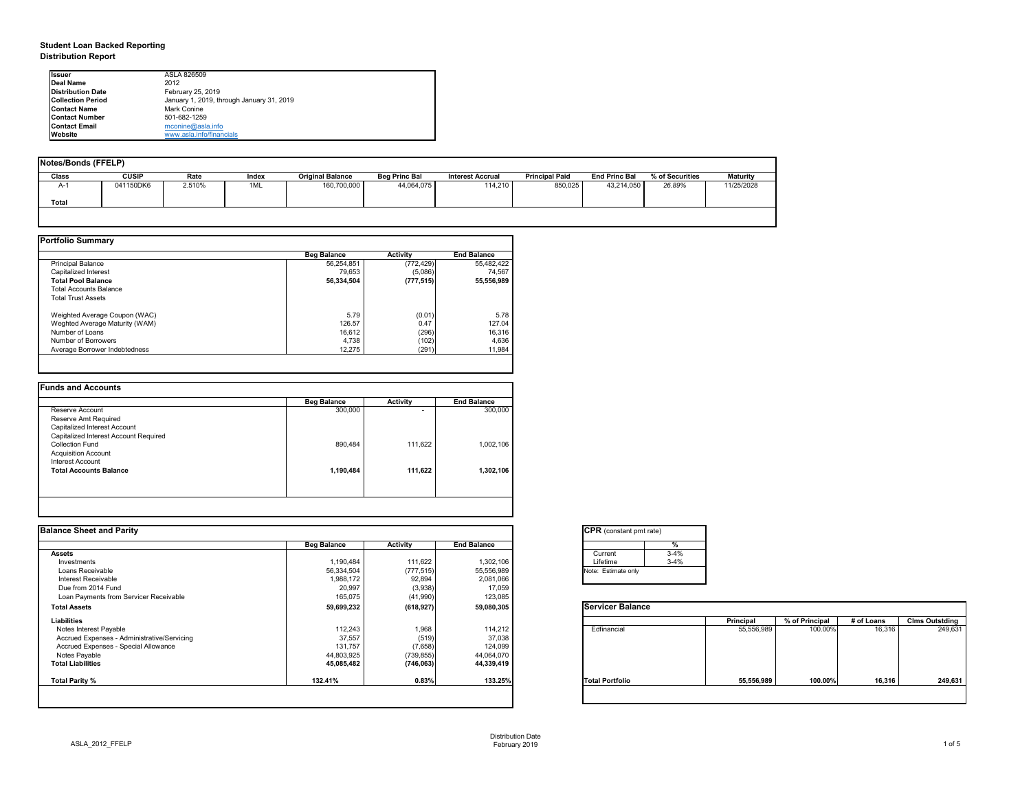**Student Loan Backed Reporting**
**Distribution Report**

| | |
|---|---|
| **Issuer** | ASLA 826509 |
| **Deal Name** | 2012 |
| **Distribution Date** | February 25, 2019 |
| **Collection Period** | January 1, 2019, through January 31, 2019 |
| **Contact Name** | Mark Conine |
| **Contact Number** | 501-682-1259 |
| **Contact Email** | mconine@asla.info |
| **Website** | www.asla.info/financials |

**Notes/Bonds (FFELP)**

| Class | CUSIP | Rate | Index | Original Balance | Beg Princ Bal | Interest Accrual | Principal Paid | End Princ Bal | % of Securities | Maturity |
|---|---|---|---|---|---|---|---|---|---|---|
| A-1 | 041150DK6 | 2.510% | 1ML | 160,700,000 | 44,064,075 | 114,210 | 850,025 | 43,214,050 | *26.89%* | 11/25/2028 |
| **Total** | | | | | | | | | | |

**Portfolio Summary**

| | Beg Balance | Activity | End Balance |
|---|---|---|---|
| Principal Balance | 56,254,851 | (772,429) | 55,482,422 |
| Capitalized Interest | 79,653 | (5,086) | 74,567 |
| **Total Pool Balance** | **56,334,504** | **(777,515)** | **55,556,989** |
| Total Accounts Balance | | | |
| Total Trust Assets | | | |
| Weighted Average Coupon (WAC) | 5.79 | (0.01) | 5.78 |
| Weghted Average Maturity (WAM) | 126.57 | 0.47 | 127.04 |
| Number of Loans | 16,612 | (296) | 16,316 |
| Number of Borrowers | 4,738 | (102) | 4,636 |
| Average Borrower Indebtedness | 12,275 | (291) | 11,984 |

**Funds and Accounts**

| | Beg Balance | Activity | End Balance |
|---|---|---|---|
| Reserve Account | 300,000 | - | 300,000 |
| Reserve Amt Required | | | |
| Capitalized Interest Account | | | |
| Capitalized Interest Account Required | | | |
| Collection Fund | 890,484 | 111,622 | 1,002,106 |
| Acquisition Account | | | |
| Interest Account | | | |
| **Total Accounts Balance** | **1,190,484** | **111,622** | **1,302,106** |

**Balance Sheet and Parity**

| | Beg Balance | Activity | End Balance |
|---|---|---|---|
| **Assets** | | | |
| Investments | 1,190,484 | 111,622 | 1,302,106 |
| Loans Receivable | 56,334,504 | (777,515) | 55,556,989 |
| Interest Receivable | 1,988,172 | 92,894 | 2,081,066 |
| Due from 2014 Fund | 20,997 | (3,938) | 17,059 |
| Loan Payments from Servicer Receivable | 165,075 | (41,990) | 123,085 |
| **Total Assets** | **59,699,232** | **(618,927)** | **59,080,305** |
| **Liabilities** | | | |
| Notes Interest Payable | 112,243 | 1,968 | 114,212 |
| Accrued Expenses - Administrative/Servicing | 37,557 | (519) | 37,038 |
| Accrued Expenses - Special Allowance | 131,757 | (7,658) | 124,099 |
| Notes Payable | 44,803,925 | (739,855) | 44,064,070 |
| **Total Liabilities** | **45,085,482** | **(746,063)** | **44,339,419** |
| **Total Parity %** | **132.41%** | **0.83%** | **133.25%** |

**CPR** (constant pmt rate)

| | % |
|---|---|
| Current | 3-4% |
| Lifetime | 3-4% |

Note: Estimate only

**Servicer Balance**

| | Principal | % of Principal | # of Loans | Clms Outstding |
|---|---|---|---|---|
| Edfinancial | 55,556,989 | 100.00% | 16,316 | 249,631 |
| **Total Portfolio** | **55,556,989** | **100.00%** | **16,316** | **249,631** |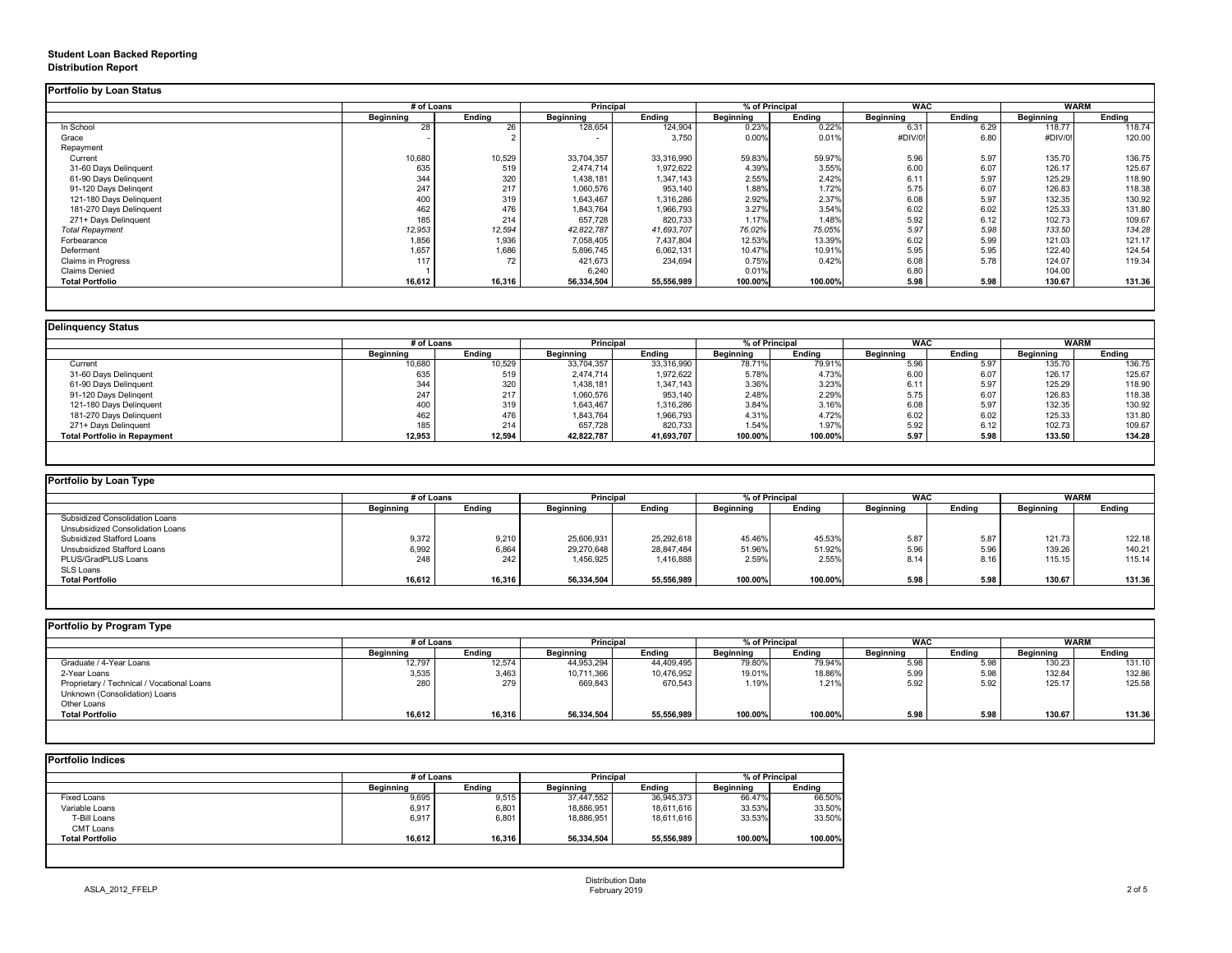**Student Loan Backed Reporting**
**Distribution Report**

## Portfolio by Loan Status

| | # of Loans | | Principal | | % of Principal | | WAC | | WARM | |
|---|---|---|---|---|---|---|---|---|---|---|
| | Beginning | Ending | Beginning | Ending | Beginning | Ending | Beginning | Ending | Beginning | Ending |
| In School | 28 | 26 | 128,654 | 124,904 | 0.23% | 0.22% | 6.31 | 6.29 | 118.77 | 118.74 |
| Grace | - | 2 | - | 3,750 | 0.00% | 0.01% | #DIV/0! | 6.80 | #DIV/0! | 120.00 |
| Repayment | | | | | | | | | | |
| Current | 10,680 | 10,529 | 33,704,357 | 33,316,990 | 59.83% | 59.97% | 5.96 | 5.97 | 135.70 | 136.75 |
| 31-60 Days Delinquent | 635 | 519 | 2,474,714 | 1,972,622 | 4.39% | 3.55% | 6.00 | 6.07 | 126.17 | 125.67 |
| 61-90 Days Delinquent | 344 | 320 | 1,438,181 | 1,347,143 | 2.55% | 2.42% | 6.11 | 5.97 | 125.29 | 118.90 |
| 91-120 Days Delingent | 247 | 217 | 1,060,576 | 953,140 | 1.88% | 1.72% | 5.75 | 6.07 | 126.83 | 118.38 |
| 121-180 Days Delinquent | 400 | 319 | 1,643,467 | 1,316,286 | 2.92% | 2.37% | 6.08 | 5.97 | 132.35 | 130.92 |
| 181-270 Days Delinquent | 462 | 476 | 1,843,764 | 1,966,793 | 3.27% | 3.54% | 6.02 | 6.02 | 125.33 | 131.80 |
| 271+ Days Delinquent | 185 | 214 | 657,728 | 820,733 | 1.17% | 1.48% | 5.92 | 6.12 | 102.73 | 109.67 |
| *Total Repayment* | *12,953* | *12,594* | *42,822,787* | *41,693,707* | *76.02%* | *75.05%* | *5.97* | *5.98* | *133.50* | *134.28* |
| Forbearance | 1,856 | 1,936 | 7,058,405 | 7,437,804 | 12.53% | 13.39% | 6.02 | 5.99 | 121.03 | 121.17 |
| Deferment | 1,657 | 1,686 | 5,896,745 | 6,062,131 | 10.47% | 10.91% | 5.95 | 5.95 | 122.40 | 124.54 |
| Claims in Progress | 117 | 72 | 421,673 | 234,694 | 0.75% | 0.42% | 6.08 | 5.78 | 124.07 | 119.34 |
| Claims Denied | 1 | | 6,240 | | 0.01% | | 6.80 | | 104.00 | |
| **Total Portfolio** | **16,612** | **16,316** | **56,334,504** | **55,556,989** | **100.00%** | **100.00%** | **5.98** | **5.98** | **130.67** | **131.36** |

## Delinquency Status

| | # of Loans | | Principal | | % of Principal | | WAC | | WARM | |
|---|---|---|---|---|---|---|---|---|---|---|
| | Beginning | Ending | Beginning | Ending | Beginning | Ending | Beginning | Ending | Beginning | Ending |
| Current | 10,680 | 10,529 | 33,704,357 | 33,316,990 | 78.71% | 79.91% | 5.96 | 5.97 | 135.70 | 136.75 |
| 31-60 Days Delinquent | 635 | 519 | 2,474,714 | 1,972,622 | 5.78% | 4.73% | 6.00 | 6.07 | 126.17 | 125.67 |
| 61-90 Days Delinquent | 344 | 320 | 1,438,181 | 1,347,143 | 3.36% | 3.23% | 6.11 | 5.97 | 125.29 | 118.90 |
| 91-120 Days Delingent | 247 | 217 | 1,060,576 | 953,140 | 2.48% | 2.29% | 5.75 | 6.07 | 126.83 | 118.38 |
| 121-180 Days Delinquent | 400 | 319 | 1,643,467 | 1,316,286 | 3.84% | 3.16% | 6.08 | 5.97 | 132.35 | 130.92 |
| 181-270 Days Delinquent | 462 | 476 | 1,843,764 | 1,966,793 | 4.31% | 4.72% | 6.02 | 6.02 | 125.33 | 131.80 |
| 271+ Days Delinquent | 185 | 214 | 657,728 | 820,733 | 1.54% | 1.97% | 5.92 | 6.12 | 102.73 | 109.67 |
| **Total Portfolio in Repayment** | **12,953** | **12,594** | **42,822,787** | **41,693,707** | **100.00%** | **100.00%** | **5.97** | **5.98** | **133.50** | **134.28** |

## Portfolio by Loan Type

| | # of Loans | | Principal | | % of Principal | | WAC | | WARM | |
|---|---|---|---|---|---|---|---|---|---|---|
| | Beginning | Ending | Beginning | Ending | Beginning | Ending | Beginning | Ending | Beginning | Ending |
| Subsidized Consolidation Loans | | | | | | | | | | |
| Unsubsidized Consolidation Loans | | | | | | | | | | |
| Subsidized Stafford Loans | 9,372 | 9,210 | 25,606,931 | 25,292,618 | 45.46% | 45.53% | 5.87 | 5.87 | 121.73 | 122.18 |
| Unsubsidized Stafford Loans | 6,992 | 6,864 | 29,270,648 | 28,847,484 | 51.96% | 51.92% | 5.96 | 5.96 | 139.26 | 140.21 |
| PLUS/GradPLUS Loans | 248 | 242 | 1,456,925 | 1,416,888 | 2.59% | 2.55% | 8.14 | 8.16 | 115.15 | 115.14 |
| SLS Loans | | | | | | | | | | |
| **Total Portfolio** | **16,612** | **16,316** | **56,334,504** | **55,556,989** | **100.00%** | **100.00%** | **5.98** | **5.98** | **130.67** | **131.36** |

## Portfolio by Program Type

| | # of Loans | | Principal | | % of Principal | | WAC | | WARM | |
|---|---|---|---|---|---|---|---|---|---|---|
| | Beginning | Ending | Beginning | Ending | Beginning | Ending | Beginning | Ending | Beginning | Ending |
| Graduate / 4-Year Loans | 12,797 | 12,574 | 44,953,294 | 44,409,495 | 79.80% | 79.94% | 5.98 | 5.98 | 130.23 | 131.10 |
| 2-Year Loans | 3,535 | 3,463 | 10,711,366 | 10,476,952 | 19.01% | 18.86% | 5.99 | 5.98 | 132.84 | 132.86 |
| Proprietary / Technical / Vocational Loans | 280 | 279 | 669,843 | 670,543 | 1.19% | 1.21% | 5.92 | 5.92 | 125.17 | 125.58 |
| Unknown (Consolidation) Loans | | | | | | | | | | |
| Other Loans | | | | | | | | | | |
| **Total Portfolio** | **16,612** | **16,316** | **56,334,504** | **55,556,989** | **100.00%** | **100.00%** | **5.98** | **5.98** | **130.67** | **131.36** |

## Portfolio Indices

| | # of Loans | | Principal | | % of Principal | |
|---|---|---|---|---|---|---|
| | Beginning | Ending | Beginning | Ending | Beginning | Ending |
| Fixed Loans | 9,695 | 9,515 | 37,447,552 | 36,945,373 | 66.47% | 66.50% |
| Variable Loans | 6,917 | 6,801 | 18,886,951 | 18,611,616 | 33.53% | 33.50% |
| T-Bill Loans | 6,917 | 6,801 | 18,886,951 | 18,611,616 | 33.53% | 33.50% |
| CMT Loans | | | | | | |
| **Total Portfolio** | **16,612** | **16,316** | **56,334,504** | **55,556,989** | **100.00%** | **100.00%** |

ASLA_2012_FFELP

Distribution Date
February 2019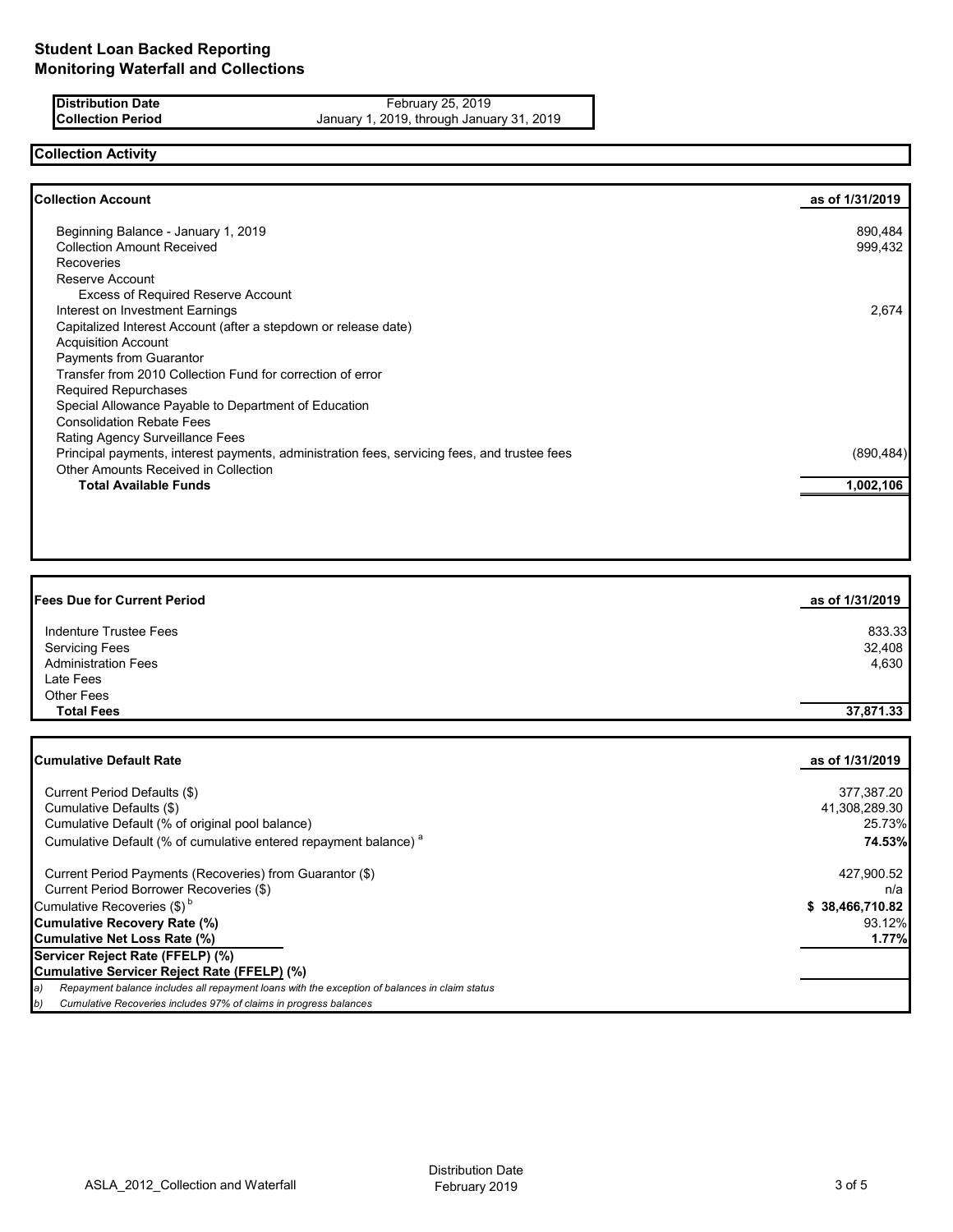# Student Loan Backed Reporting
## Monitoring Waterfall and Collections

| | |
|---|---|
| **Distribution Date** | February 25, 2019 |
| **Collection Period** | January 1, 2019, through January 31, 2019 |

### Collection Activity

| **Collection Account** | **as of 1/31/2019** |
|---|---|
| Beginning Balance - January 1, 2019 | 890,484 |
| Collection Amount Received | 999,432 |
| Recoveries | |
| Reserve Account | |
| Excess of Required Reserve Account | |
| Interest on Investment Earnings | 2,674 |
| Capitalized Interest Account (after a stepdown or release date) | |
| Acquisition Account | |
| Payments from Guarantor | |
| Transfer from 2010 Collection Fund for correction of error | |
| Required Repurchases | |
| Special Allowance Payable to Department of Education | |
| Consolidation Rebate Fees | |
| Rating Agency Surveillance Fees | |
| Principal payments, interest payments, administration fees, servicing fees, and trustee fees | (890,484) |
| Other Amounts Received in Collection | |
| **Total Available Funds** | **1,002,106** |

| **Fees Due for Current Period** | **as of 1/31/2019** |
|---|---|
| Indenture Trustee Fees | 833.33 |
| Servicing Fees | 32,408 |
| Administration Fees | 4,630 |
| Late Fees | |
| Other Fees | |
| **Total Fees** | **37,871.33** |

| **Cumulative Default Rate** | **as of 1/31/2019** |
|---|---|
| Current Period Defaults ($) | 377,387.20 |
| Cumulative Defaults ($) | 41,308,289.30 |
| Cumulative Default (% of original pool balance) | 25.73% |
| Cumulative Default (% of cumulative entered repayment balance) [a] | **74.53%** |
| Current Period Payments (Recoveries) from Guarantor ($) | 427,900.52 |
| Current Period Borrower Recoveries ($) | n/a |
| Cumulative Recoveries ($) [b] | **$ 38,466,710.82** |
| **Cumulative Recovery Rate (%)** | 93.12% |
| **Cumulative Net Loss Rate (%)** | **1.77%** |
| **Servicer Reject Rate (FFELP) (%)** | |
| **Cumulative Servicer Reject Rate (FFELP) (%)** | |

*a) Repayment balance includes all repayment loans with the exception of balances in claim status*

*b) Cumulative Recoveries includes 97% of claims in progress balances*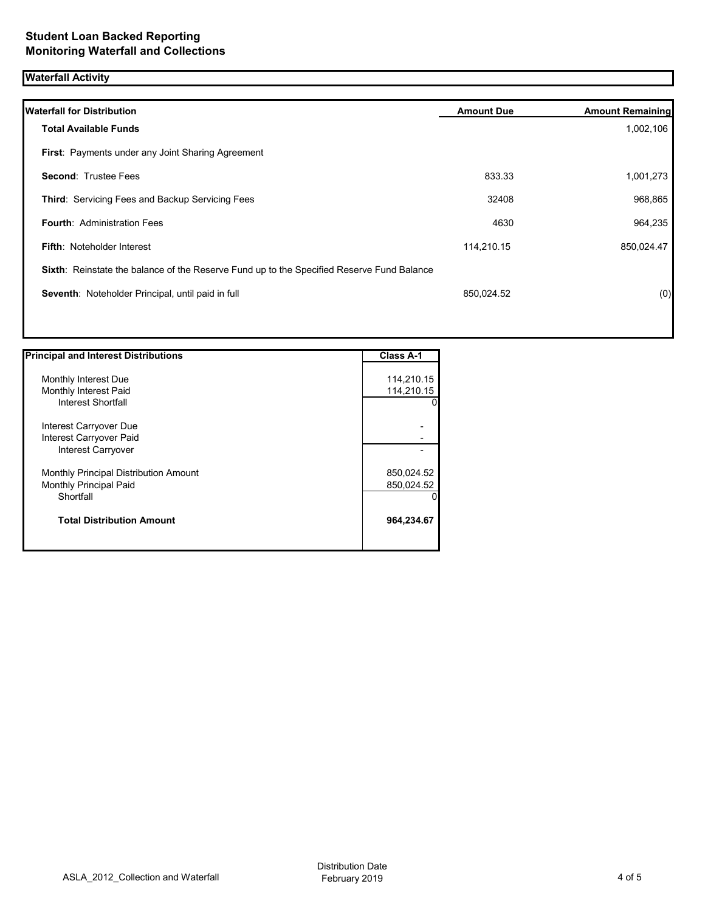## Student Loan Backed Reporting
## Monitoring Waterfall and Collections

### Waterfall Activity

| Waterfall for Distribution | Amount Due | Amount Remaining |
|---|---|---|
| **Total Available Funds** | | 1,002,106 |
| **First**: Payments under any Joint Sharing Agreement | | |
| **Second**: Trustee Fees | 833.33 | 1,001,273 |
| **Third**: Servicing Fees and Backup Servicing Fees | 32408 | 968,865 |
| **Fourth**: Administration Fees | 4630 | 964,235 |
| **Fifth**: Noteholder Interest | 114,210.15 | 850,024.47 |
| **Sixth**: Reinstate the balance of the Reserve Fund up to the Specified Reserve Fund Balance | | |
| **Seventh**: Noteholder Principal, until paid in full | 850,024.52 | (0) |

| Principal and Interest Distributions | Class A-1 |
|---|---|
| Monthly Interest Due | 114,210.15 |
| Monthly Interest Paid | 114,210.15 |
| Interest Shortfall | 0 |
| Interest Carryover Due | - |
| Interest Carryover Paid | - |
| Interest Carryover | - |
| Monthly Principal Distribution Amount | 850,024.52 |
| Monthly Principal Paid | 850,024.52 |
| Shortfall | 0 |
| **Total Distribution Amount** | **964,234.67** |

ASLA_2012_Collection and Waterfall

Distribution Date
February 2019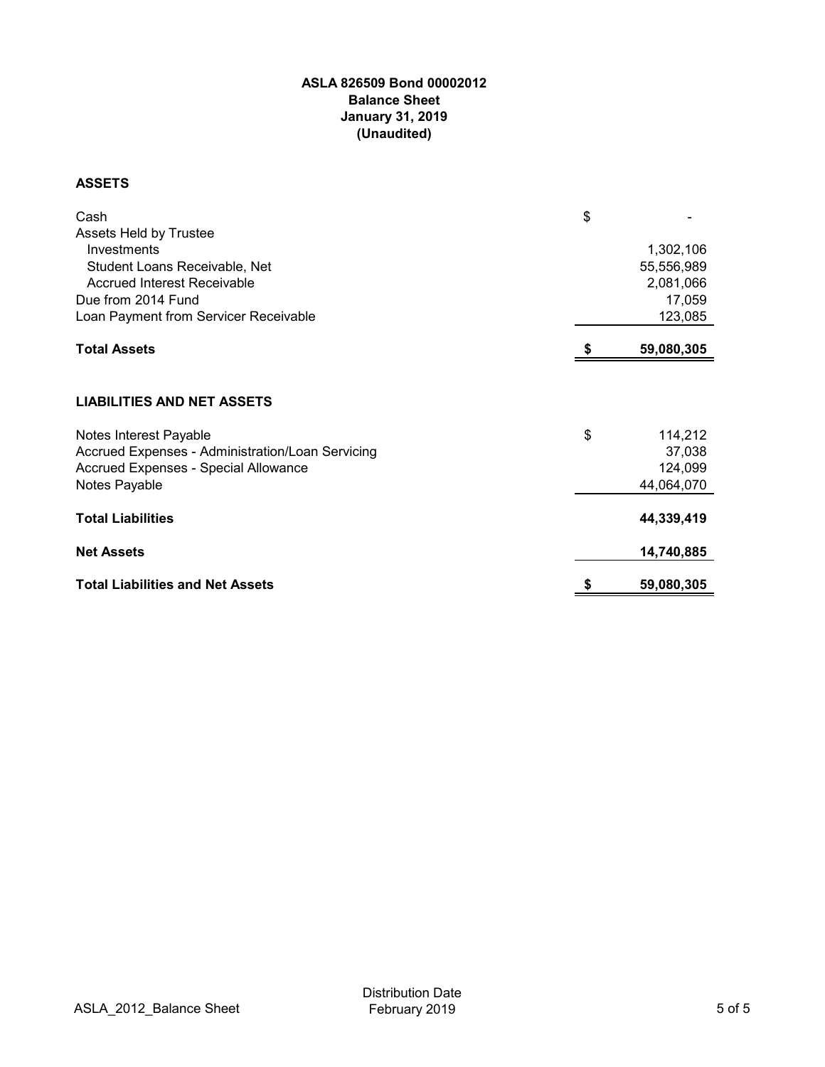**ASLA 826509 Bond 00002012**
**Balance Sheet**
**January 31, 2019**
**(Unaudited)**

## ASSETS

| | | |
|---|---|---|
| Cash | $ | - |
| Assets Held by Trustee | | |
| Investments | | 1,302,106 |
| Student Loans Receivable, Net | | 55,556,989 |
| Accrued Interest Receivable | | 2,081,066 |
| Due from 2014 Fund | | 17,059 |
| Loan Payment from Servicer Receivable | | 123,085 |
| **Total Assets** | **$** | **59,080,305** |

## LIABILITIES AND NET ASSETS

| | | |
|---|---|---|
| Notes Interest Payable | $ | 114,212 |
| Accrued Expenses - Administration/Loan Servicing | | 37,038 |
| Accrued Expenses - Special Allowance | | 124,099 |
| Notes Payable | | 44,064,070 |
| **Total Liabilities** | | **44,339,419** |
| **Net Assets** | | **14,740,885** |
| **Total Liabilities and Net Assets** | **$** | **59,080,305** |

ASLA_2012_Balance Sheet

Distribution Date
February 2019